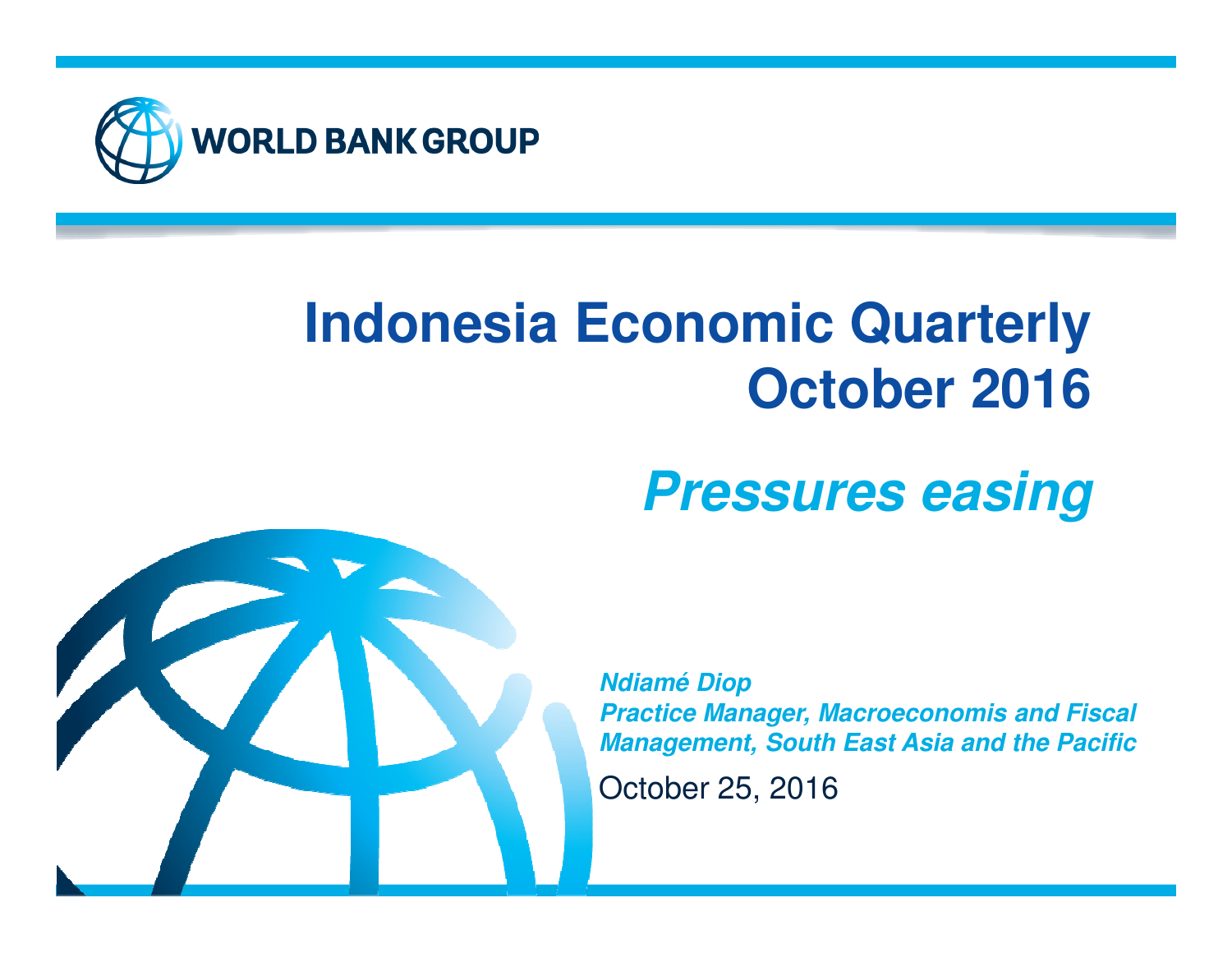WORLD BANK GROUP

# Indonesia Economic Quarterly October 2016

## *Pressures easing*

***Ndiamé Diop***
***Practice Manager, Macroeconomis and Fiscal Management, South East Asia and the Pacific***

October 25, 2016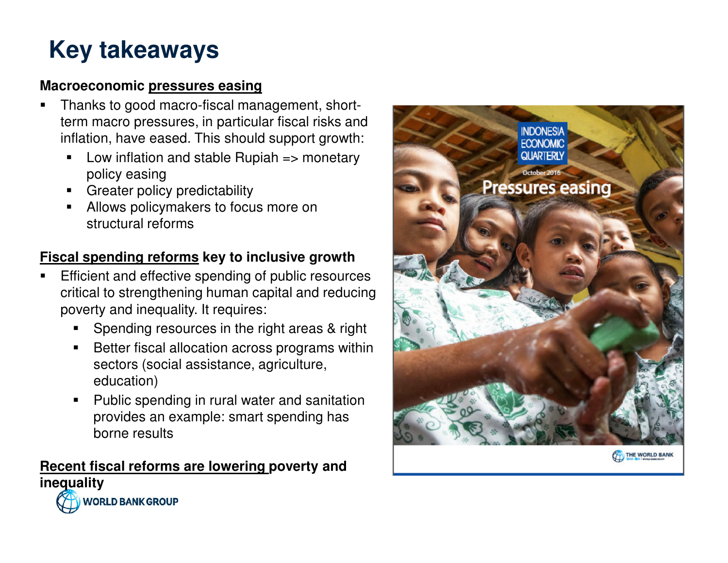# Key takeaways

**Macroeconomic pressures easing**

- Thanks to good macro-fiscal management, short-term macro pressures, in particular fiscal risks and inflation, have eased. This should support growth:
  - Low inflation and stable Rupiah => monetary policy easing
  - Greater policy predictability
  - Allows policymakers to focus more on structural reforms

**Fiscal spending reforms key to inclusive growth**

- Efficient and effective spending of public resources critical to strengthening human capital and reducing poverty and inequality. It requires:
  - Spending resources in the right areas & right
  - Better fiscal allocation across programs within sectors (social assistance, agriculture, education)
  - Public spending in rural water and sanitation provides an example: smart spending has borne results

**Recent fiscal reforms are lowering poverty and inequality**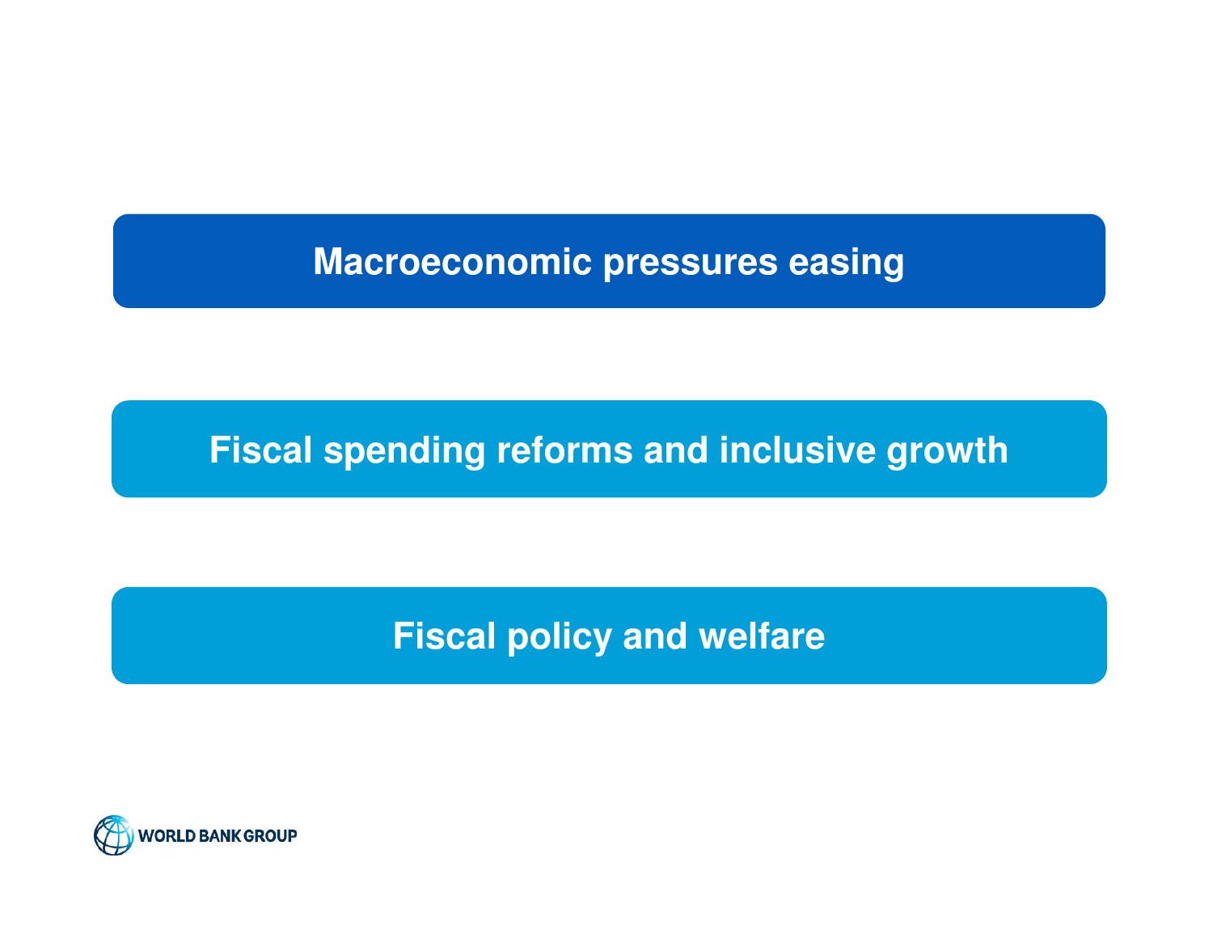## Macroeconomic pressures easing

## Fiscal spending reforms and inclusive growth

## Fiscal policy and welfare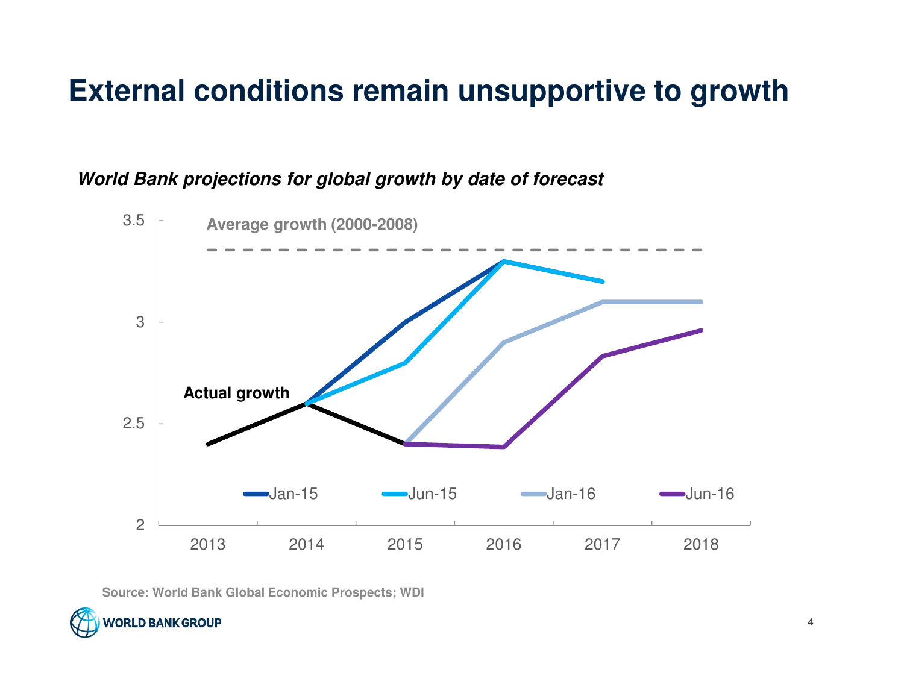# External conditions remain unsupportive to growth

***World Bank projections for global growth by date of forecast***

Average growth (2000-2008)

Actual growth

Jan-15 | Jun-15 | Jan-16 | Jun-16

3.5, 3, 2.5, 2

2013, 2014, 2015, 2016, 2017, 2018

Source: World Bank Global Economic Prospects; WDI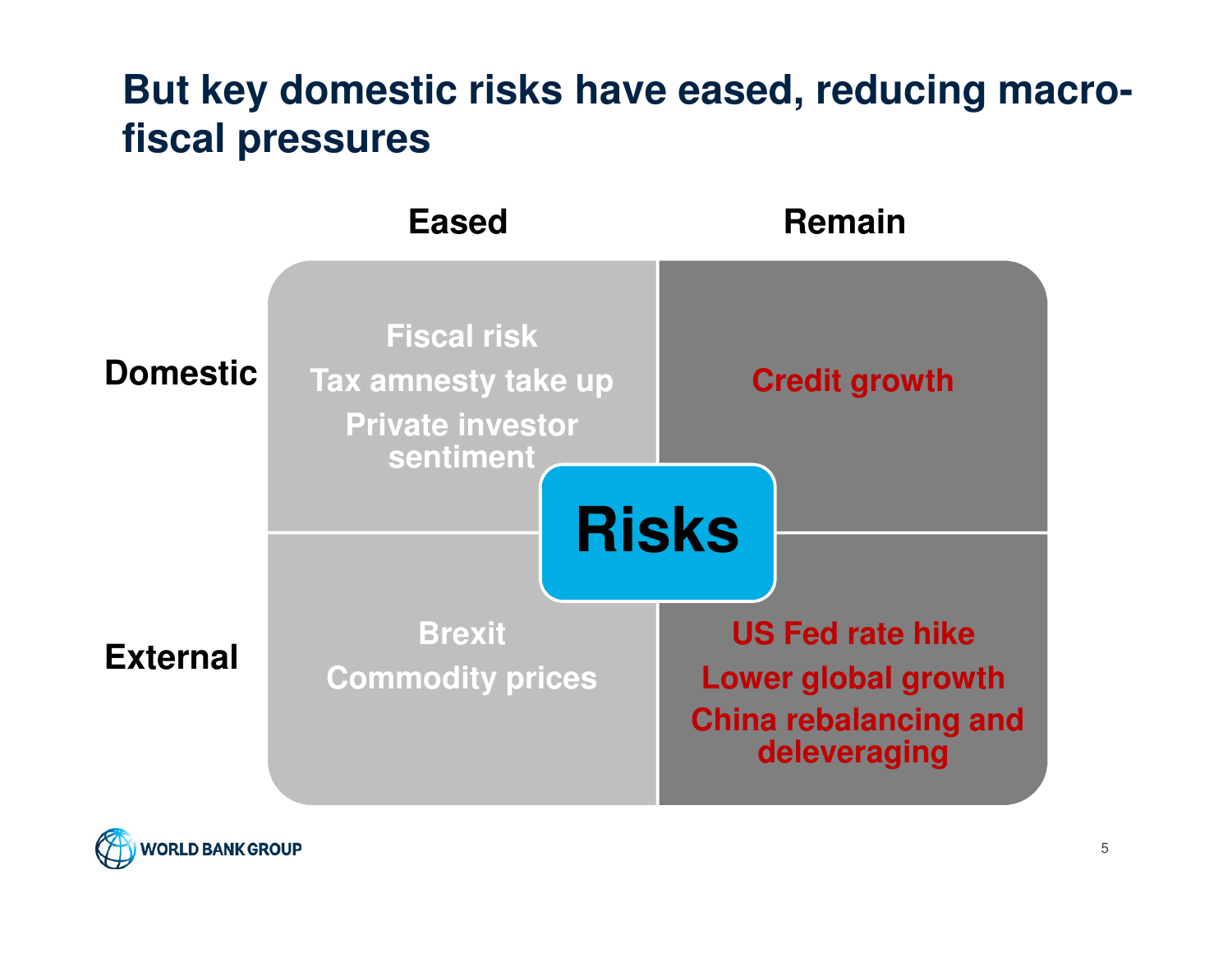# But key domestic risks have eased, reducing macro-fiscal pressures

| Risks | Eased | Remain |
|---|---|---|
| Domestic | Fiscal risk<br>Tax amnesty take up<br>Private investor sentiment | Credit growth |
| External | Brexit<br>Commodity prices | US Fed rate hike<br>Lower global growth<br>China rebalancing and deleveraging |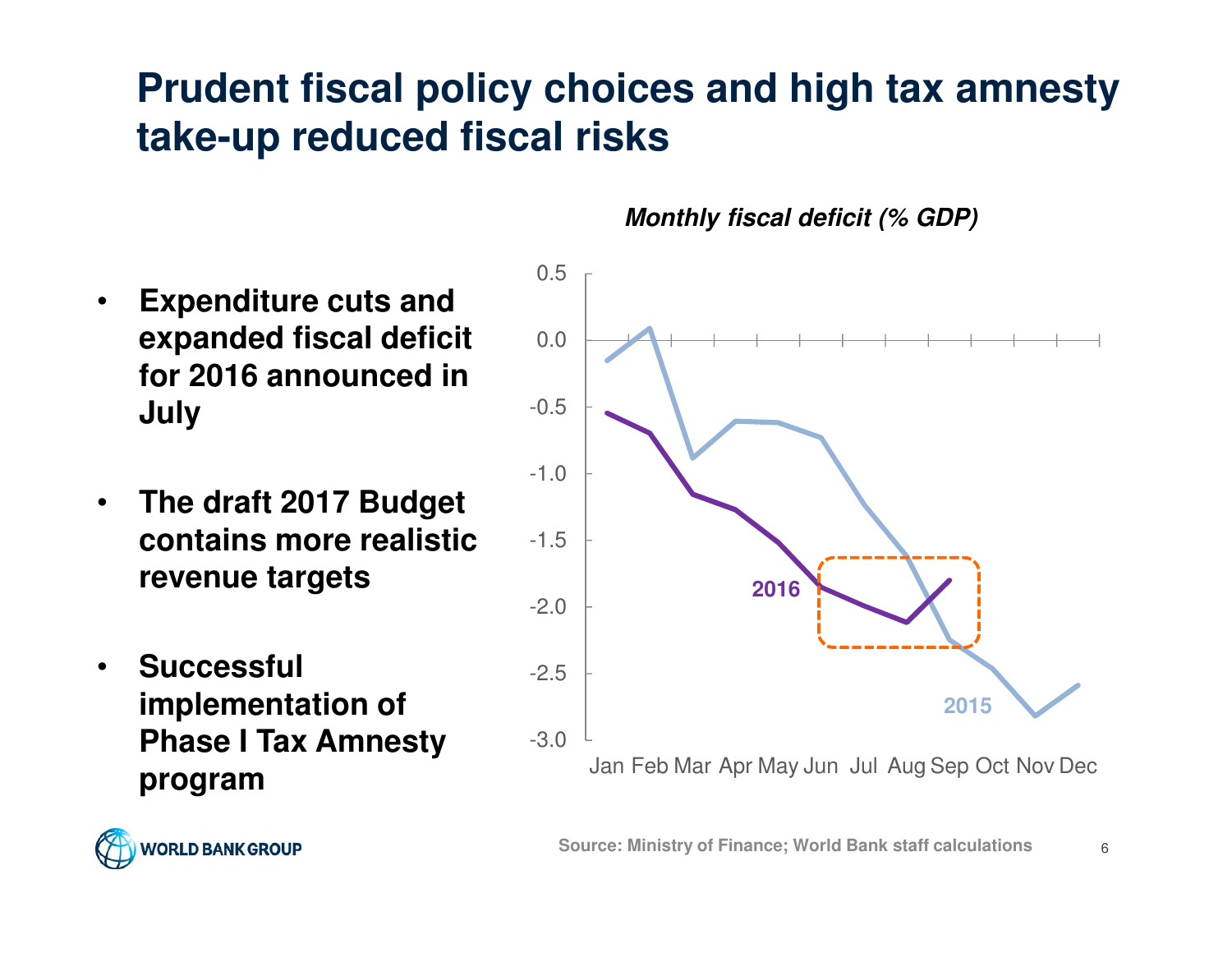# Prudent fiscal policy choices and high tax amnesty take-up reduced fiscal risks

- **Expenditure cuts and expanded fiscal deficit for 2016 announced in July**
- **The draft 2017 Budget contains more realistic revenue targets**
- **Successful implementation of Phase I Tax Amnesty program**

***Monthly fiscal deficit (% GDP)***

Source: Ministry of Finance; World Bank staff calculations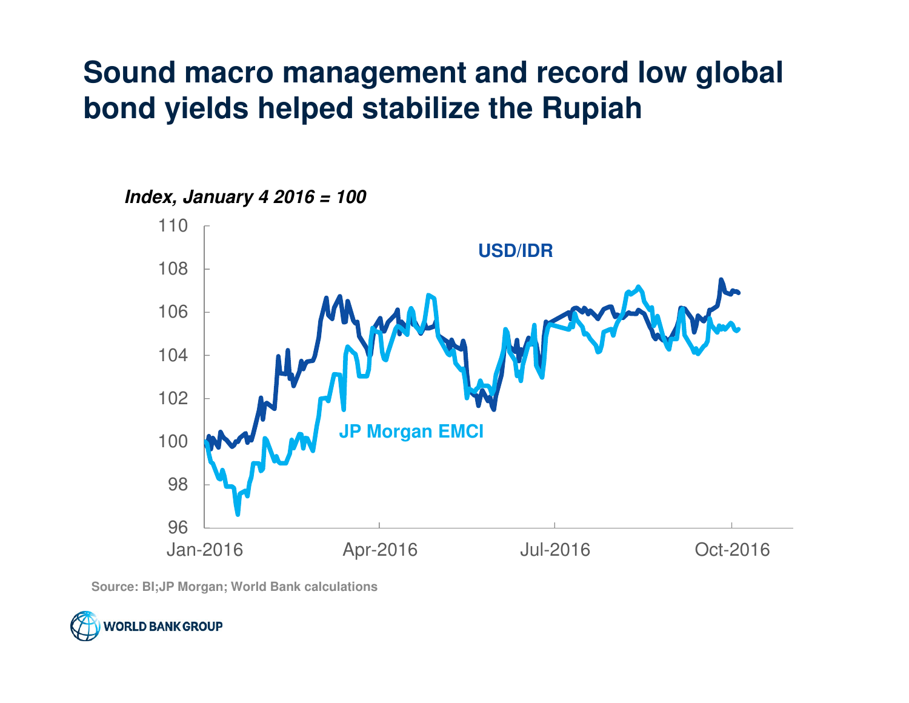# Sound macro management and record low global bond yields helped stabilize the Rupiah

*Index, January 4 2016 = 100*

USD/IDR

JP Morgan EMCI

Source: BI;JP Morgan; World Bank calculations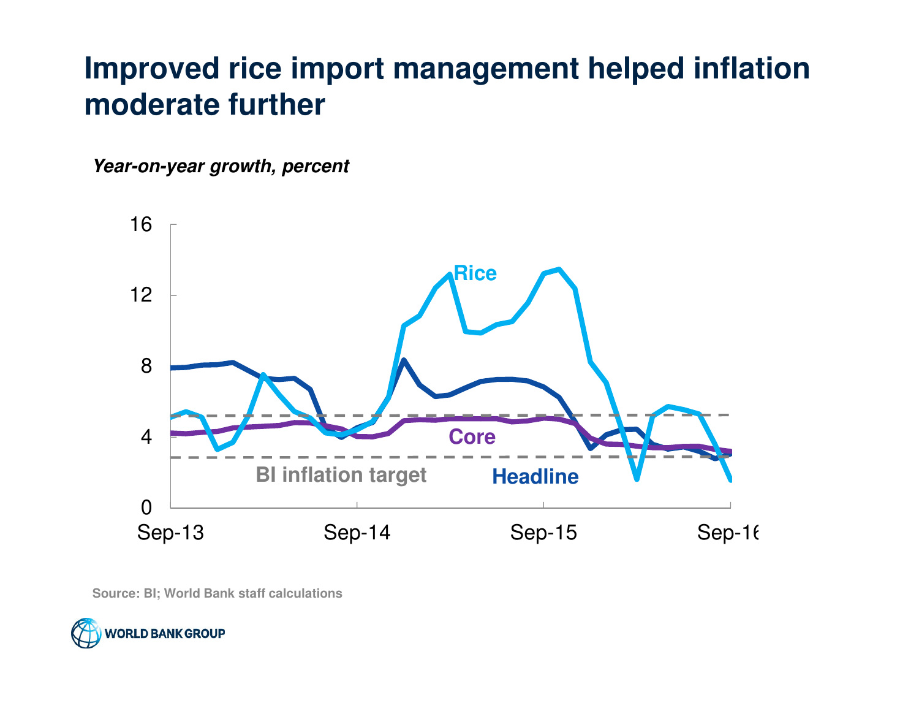# Improved rice import management helped inflation moderate further

*Year-on-year growth, percent*

Source: BI; World Bank staff calculations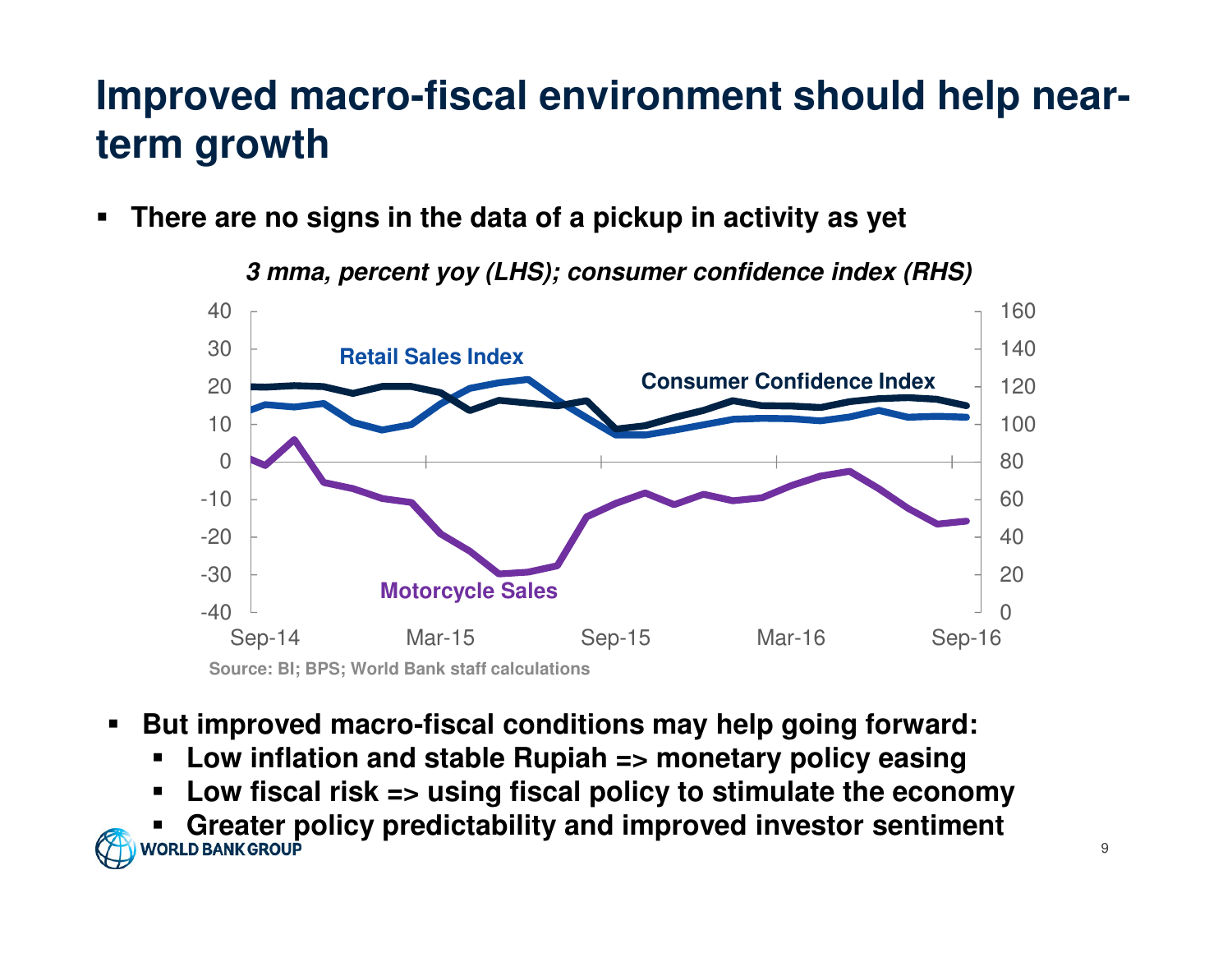# Improved macro-fiscal environment should help near-term growth

- **There are no signs in the data of a pickup in activity as yet**

***3 mma, percent yoy (LHS); consumer confidence index (RHS)***

Source: BI; BPS; World Bank staff calculations

- **But improved macro-fiscal conditions may help going forward:**
  - **Low inflation and stable Rupiah => monetary policy easing**
  - **Low fiscal risk => using fiscal policy to stimulate the economy**
  - **Greater policy predictability and improved investor sentiment**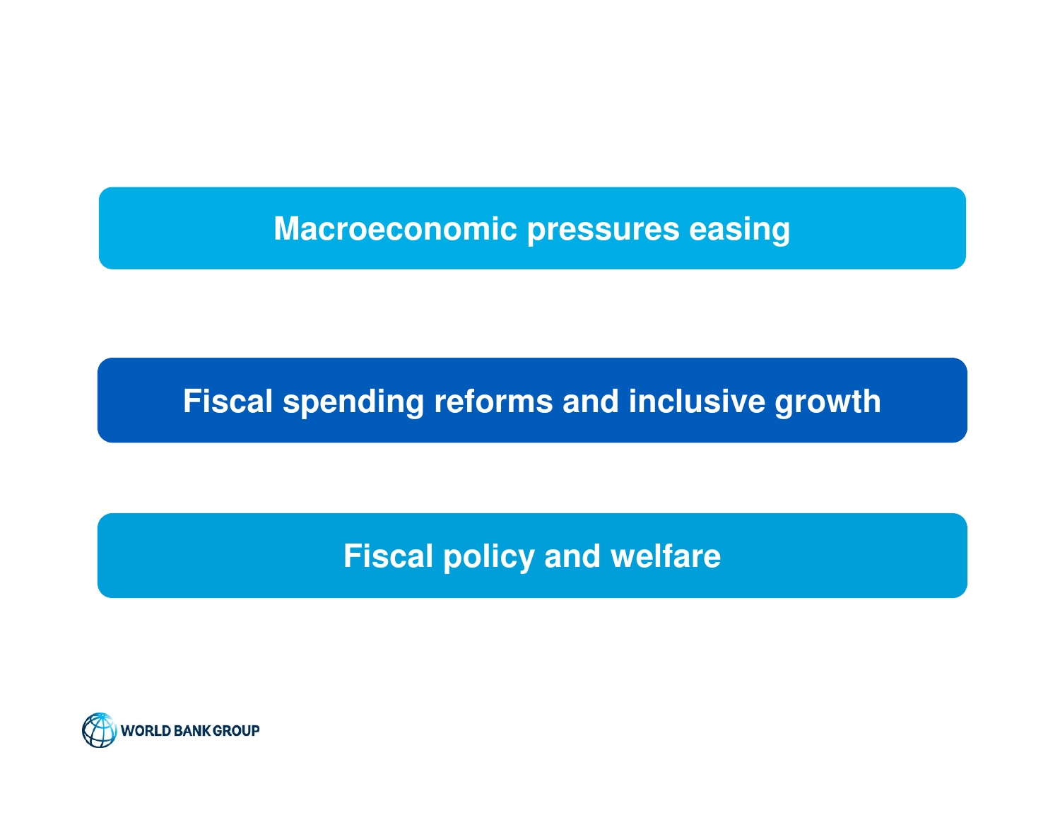## Macroeconomic pressures easing

## Fiscal spending reforms and inclusive growth

## Fiscal policy and welfare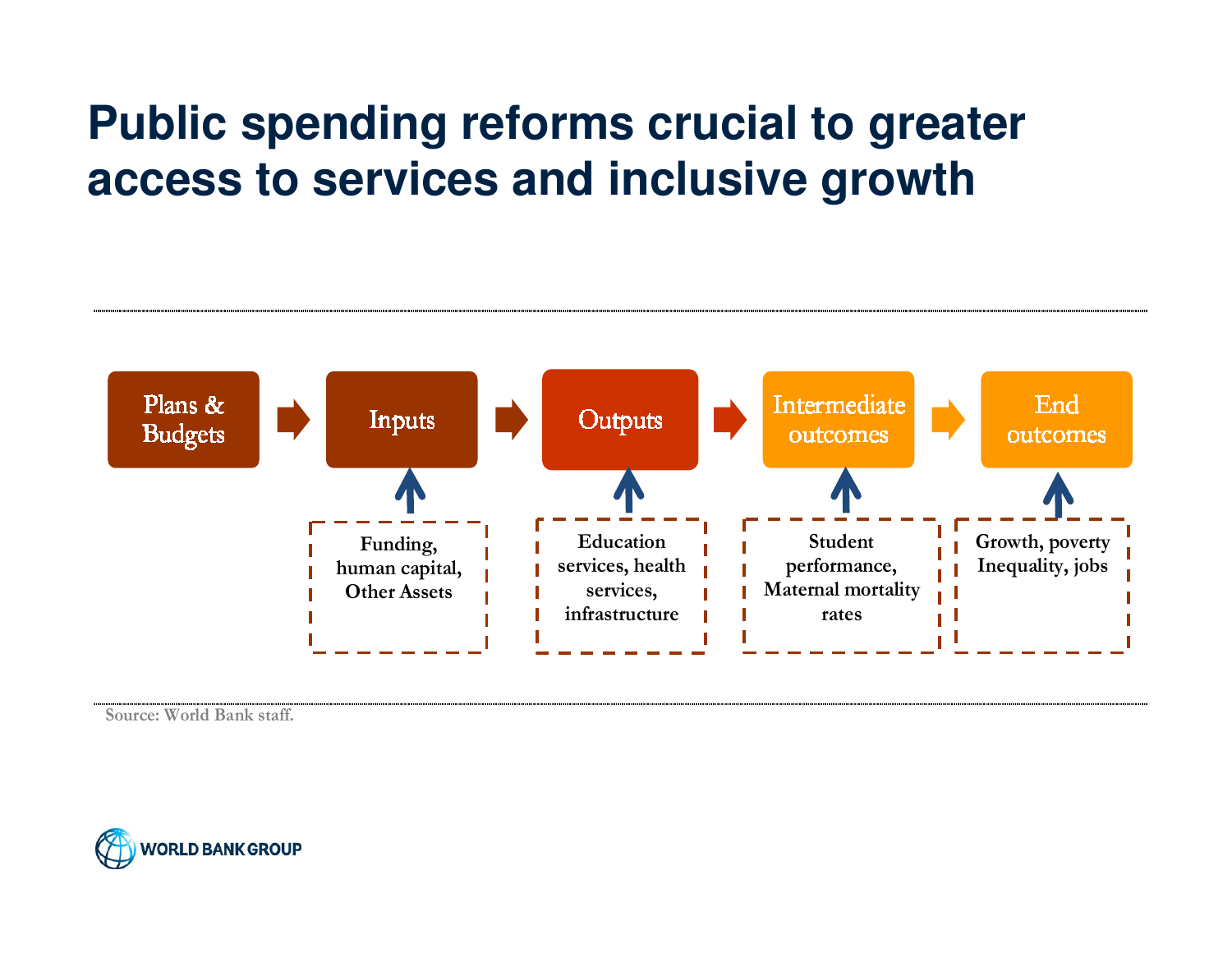# Public spending reforms crucial to greater access to services and inclusive growth

Plans & Budgets → Inputs → Outputs → Intermediate outcomes → End outcomes

| Inputs | Outputs | Intermediate outcomes | End outcomes |
|---|---|---|---|
| Funding, human capital, Other Assets | Education services, health services, infrastructure | Student performance, Maternal mortality rates | Growth, poverty Inequality, jobs |

Source: World Bank staff.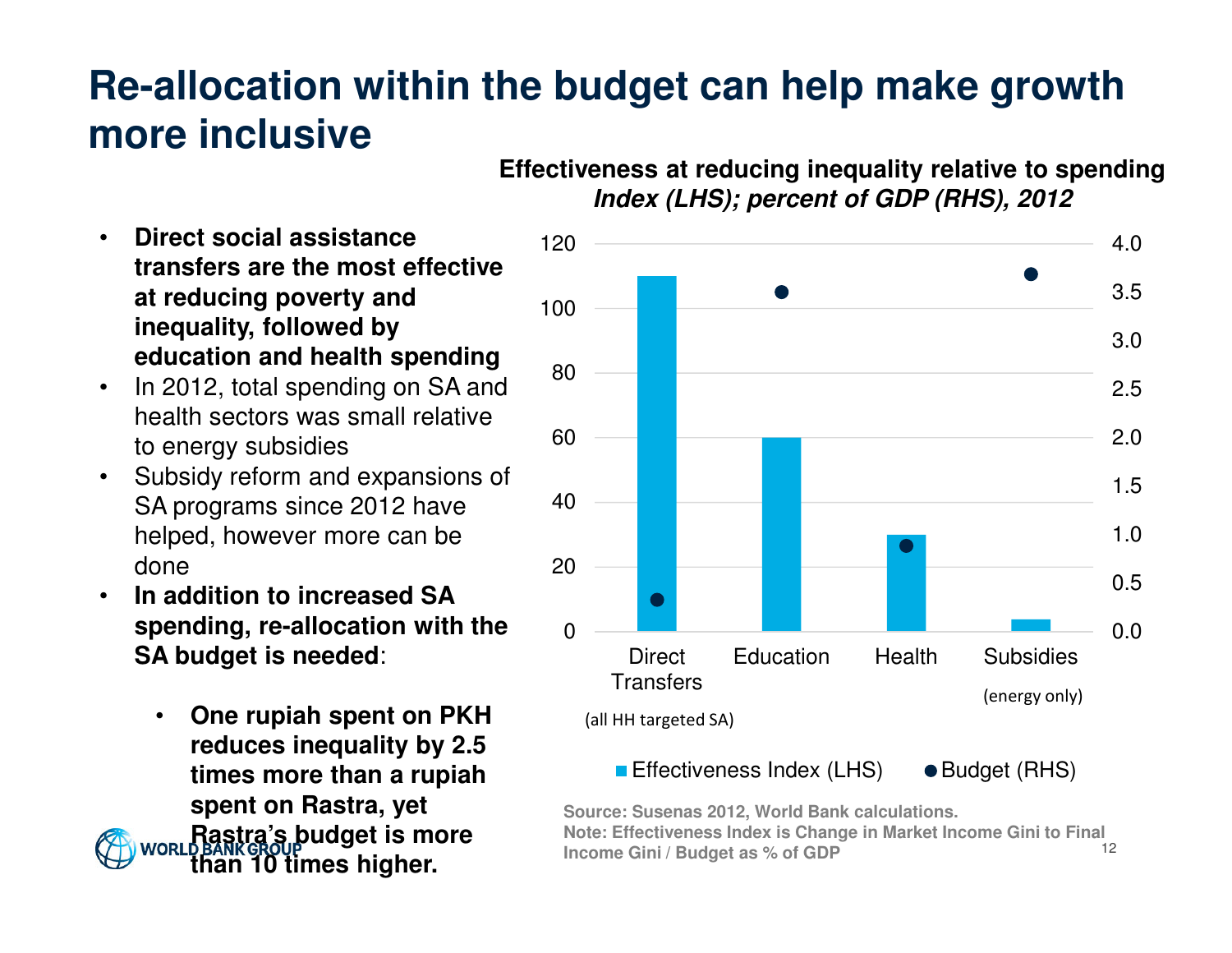# Re-allocation within the budget can help make growth more inclusive

- **Direct social assistance transfers are the most effective at reducing poverty and inequality, followed by education and health spending**
- In 2012, total spending on SA and health sectors was small relative to energy subsidies
- Subsidy reform and expansions of SA programs since 2012 have helped, however more can be done
- **In addition to increased SA spending, re-allocation with the SA budget is needed**:
  - **One rupiah spent on PKH reduces inequality by 2.5 times more than a rupiah spent on Rastra, yet Rastra's budget is more than 10 times higher.**

**Effectiveness at reducing inequality relative to spending**
***Index (LHS); percent of GDP (RHS), 2012***

| | Direct Transfers (all HH targeted SA) | Education | Health | Subsidies (energy only) |
|---|---|---|---|---|
| Effectiveness Index (LHS) | 110 | 60 | 30 | 4 |
| Budget (RHS) | 0.3 | 3.5 | 0.9 | 3.7 |

**Source: Susenas 2012, World Bank calculations.**
**Note: Effectiveness Index is Change in Market Income Gini to Final Income Gini / Budget as % of GDP**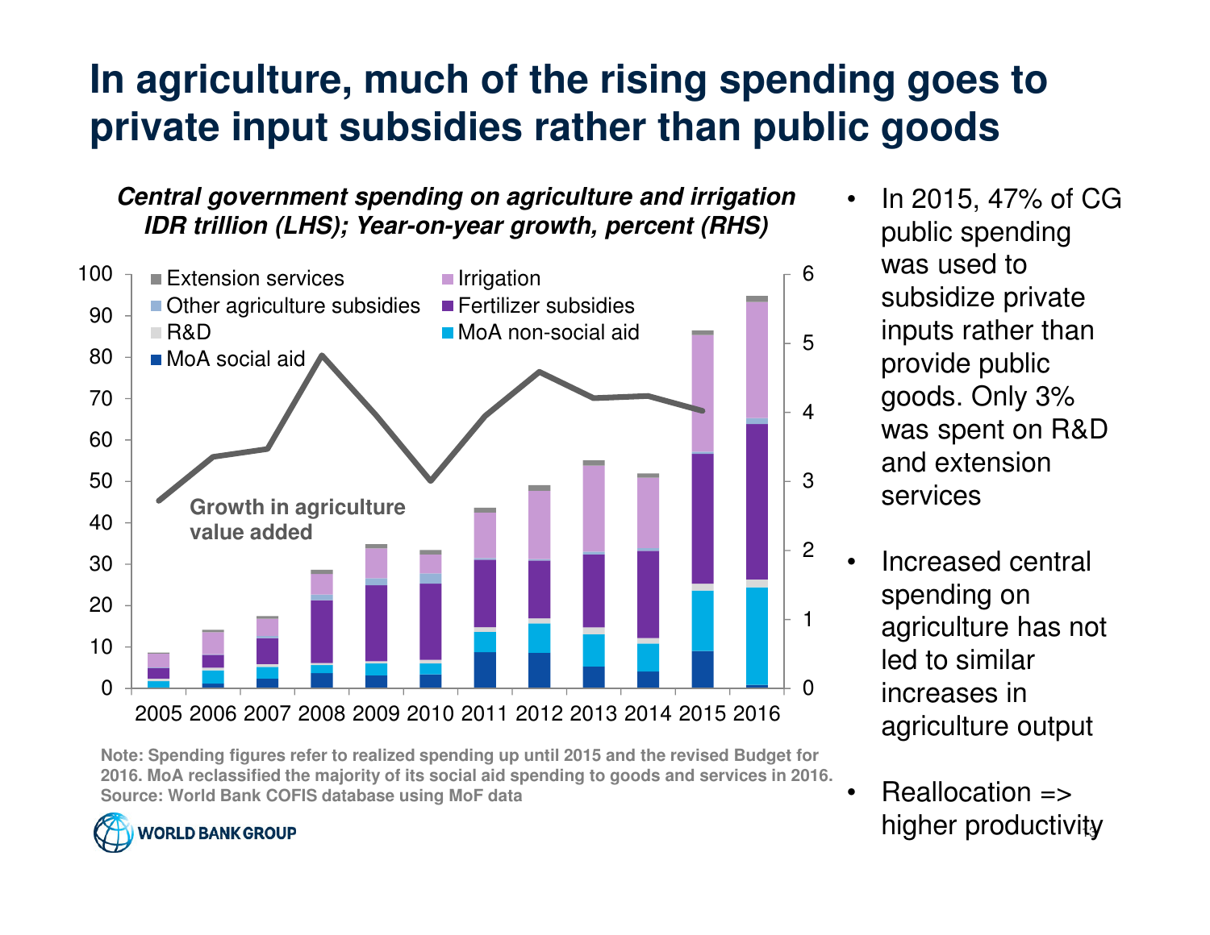# In agriculture, much of the rising spending goes to private input subsidies rather than public goods

***Central government spending on agriculture and irrigation IDR trillion (LHS); Year-on-year growth, percent (RHS)***

Extension services | Irrigation | Other agriculture subsidies | Fertilizer subsidies | R&D | MoA non-social aid | MoA social aid

Growth in agriculture value added

2005 2006 2007 2008 2009 2010 2011 2012 2013 2014 2015 2016

Note: Spending figures refer to realized spending up until 2015 and the revised Budget for 2016. MoA reclassified the majority of its social aid spending to goods and services in 2016. Source: World Bank COFIS database using MoF data

- In 2015, 47% of CG public spending was used to subsidize private inputs rather than provide public goods. Only 3% was spent on R&D and extension services
- Increased central spending on agriculture has not led to similar increases in agriculture output
- Reallocation => higher productivity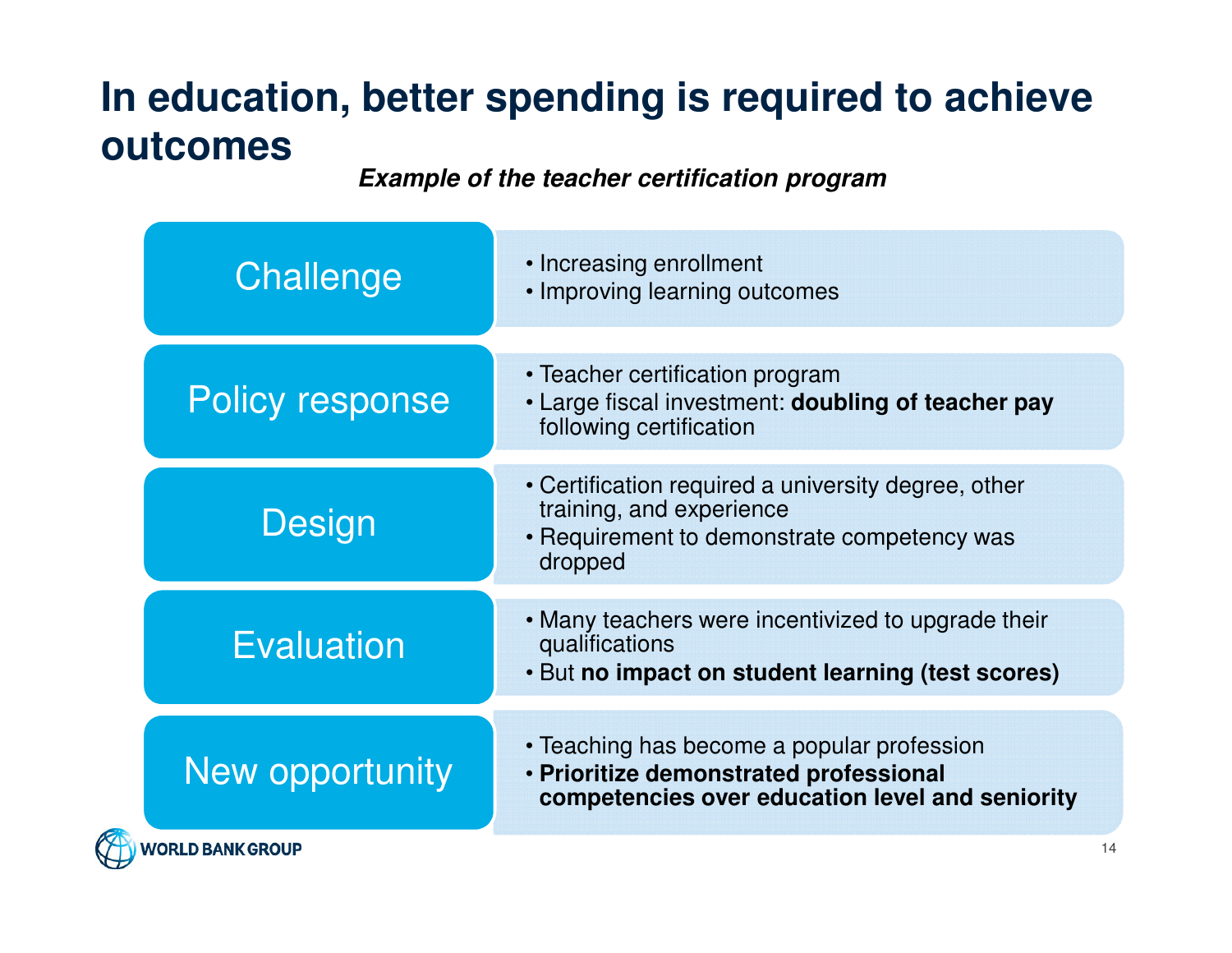# In education, better spending is required to achieve outcomes

***Example of the teacher certification program***

## Challenge

- Increasing enrollment
- Improving learning outcomes

## Policy response

- Teacher certification program
- Large fiscal investment: **doubling of teacher pay** following certification

## Design

- Certification required a university degree, other training, and experience
- Requirement to demonstrate competency was dropped

## Evaluation

- Many teachers were incentivized to upgrade their qualifications
- But **no impact on student learning (test scores)**

## New opportunity

- Teaching has become a popular profession
- **Prioritize demonstrated professional competencies over education level and seniority**

WORLD BANK GROUP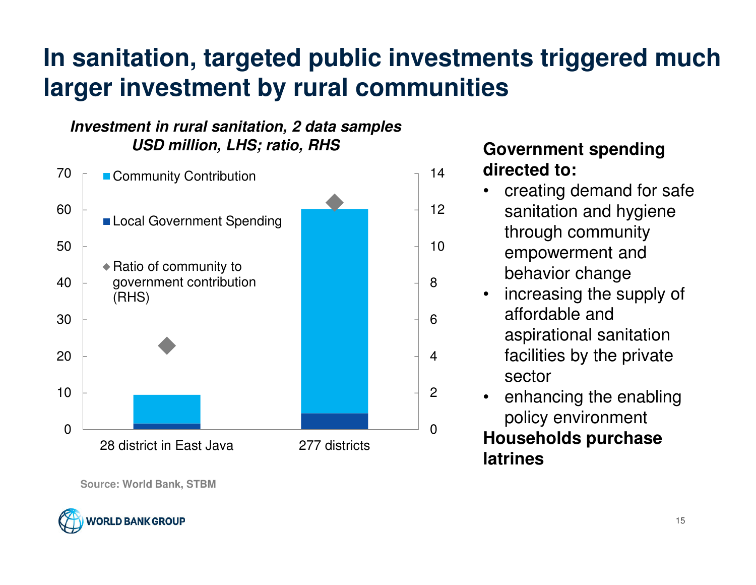# In sanitation, targeted public investments triggered much larger investment by rural communities

***Investment in rural sanitation, 2 data samples***
***USD million, LHS; ratio, RHS***

- Community Contribution
- Local Government Spending
- Ratio of community to government contribution (RHS)

28 district in East Java | 277 districts

Source: World Bank, STBM

**Government spending directed to:**

- creating demand for safe sanitation and hygiene through community empowerment and behavior change
- increasing the supply of affordable and aspirational sanitation facilities by the private sector
- enhancing the enabling policy environment

**Households purchase latrines**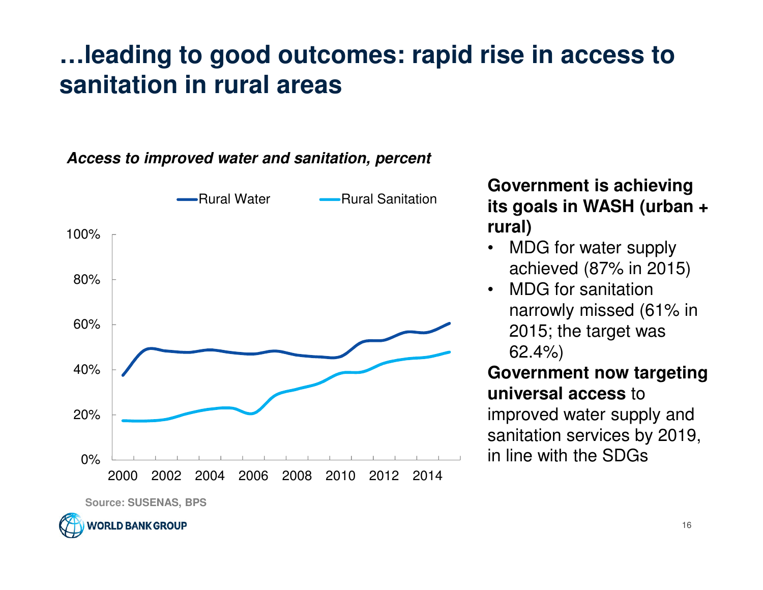# …leading to good outcomes: rapid rise in access to sanitation in rural areas

***Access to improved water and sanitation, percent***

Source: SUSENAS, BPS

**Government is achieving its goals in WASH (urban + rural)**

- MDG for water supply achieved (87% in 2015)
- MDG for sanitation narrowly missed (61% in 2015; the target was 62.4%)

**Government now targeting universal access** to improved water supply and sanitation services by 2019, in line with the SDGs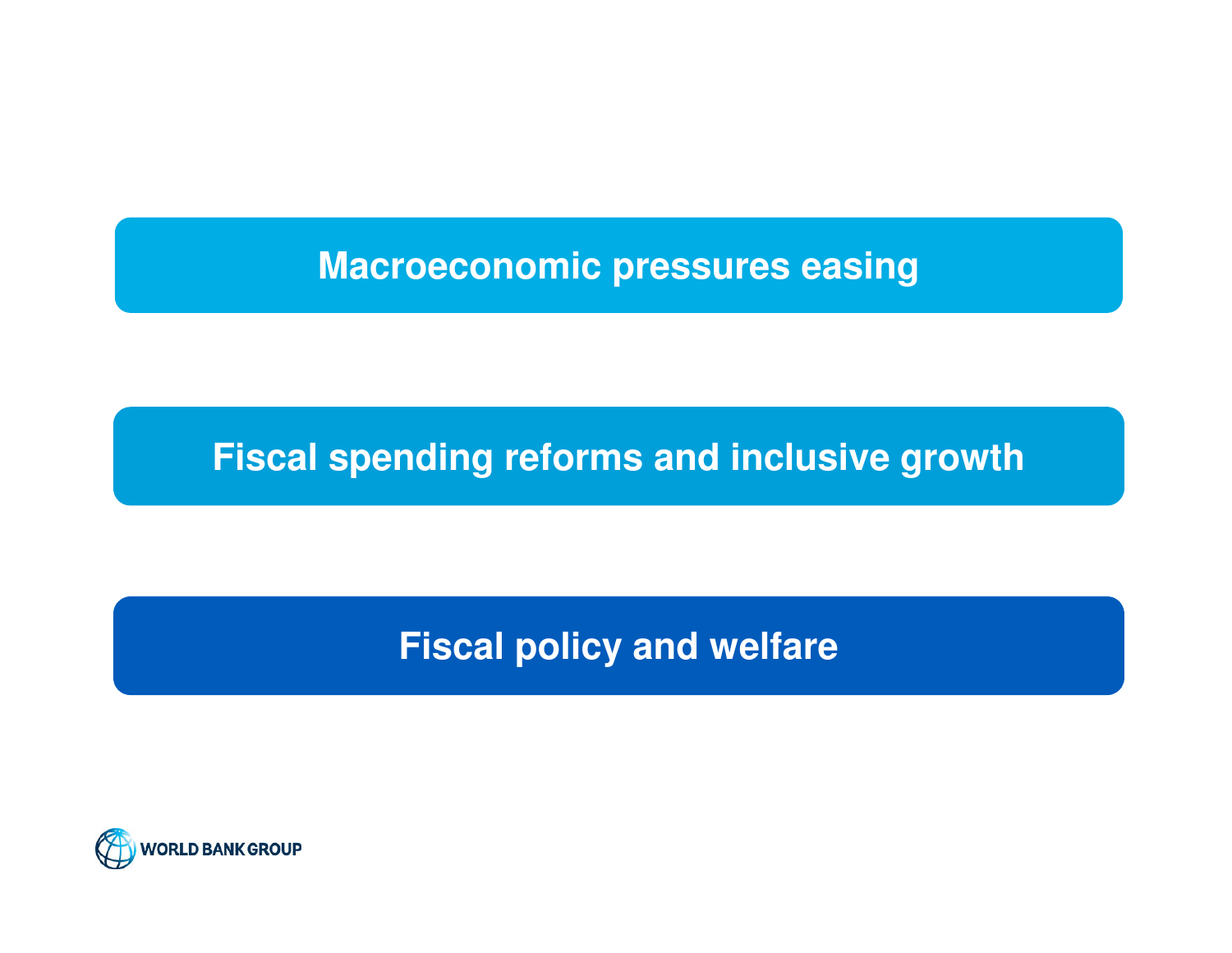Macroeconomic pressures easing

Fiscal spending reforms and inclusive growth

**Fiscal policy and welfare**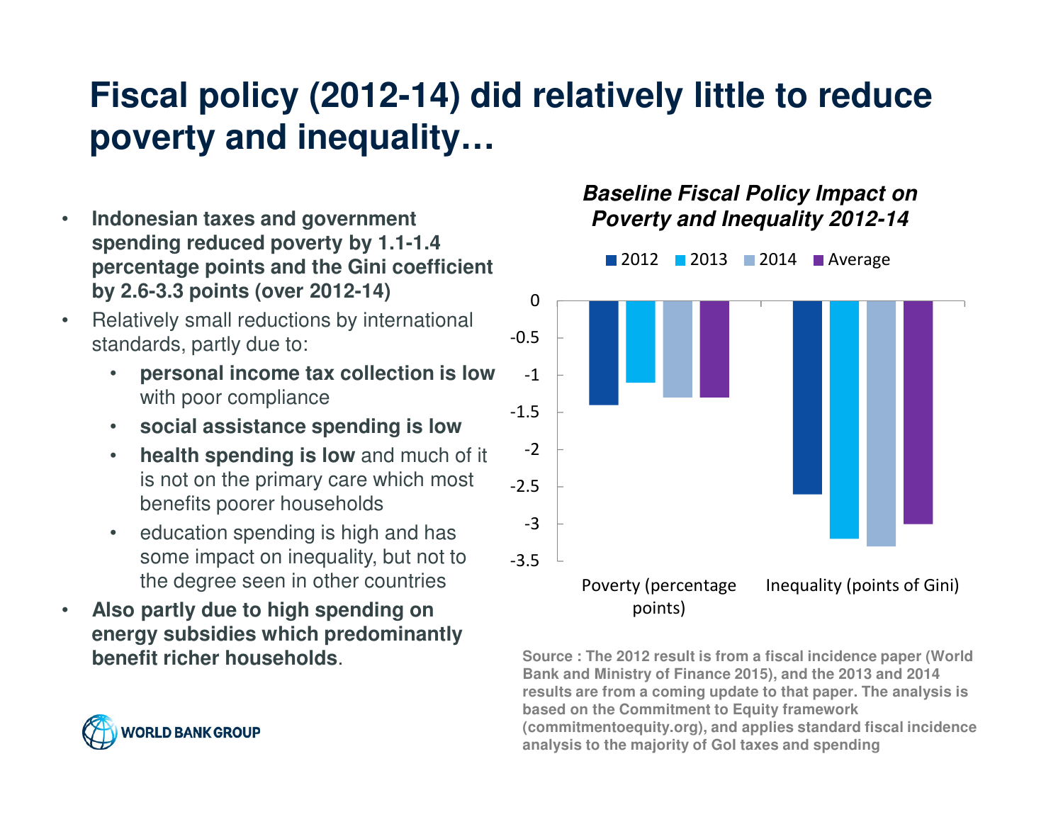# Fiscal policy (2012-14) did relatively little to reduce poverty and inequality…

- **Indonesian taxes and government spending reduced poverty by 1.1-1.4 percentage points and the Gini coefficient by 2.6-3.3 points (over 2012-14)**
- Relatively small reductions by international standards, partly due to:
  - **personal income tax collection is low** with poor compliance
  - **social assistance spending is low**
  - **health spending is low** and much of it is not on the primary care which most benefits poorer households
  - education spending is high and has some impact on inequality, but not to the degree seen in other countries
- **Also partly due to high spending on energy subsidies which predominantly benefit richer households**.

***Baseline Fiscal Policy Impact on Poverty and Inequality 2012-14***

| | 2012 | 2013 | 2014 | Average |
|---|---|---|---|---|
| Poverty (percentage points) | -1.4 | -1.1 | -1.3 | -1.3 |
| Inequality (points of Gini) | -2.6 | -3.2 | -3.3 | -3.0 |

Source : The 2012 result is from a fiscal incidence paper (World Bank and Ministry of Finance 2015), and the 2013 and 2014 results are from a coming update to that paper. The analysis is based on the Commitment to Equity framework (commitmentoequity.org), and applies standard fiscal incidence analysis to the majority of GoI taxes and spending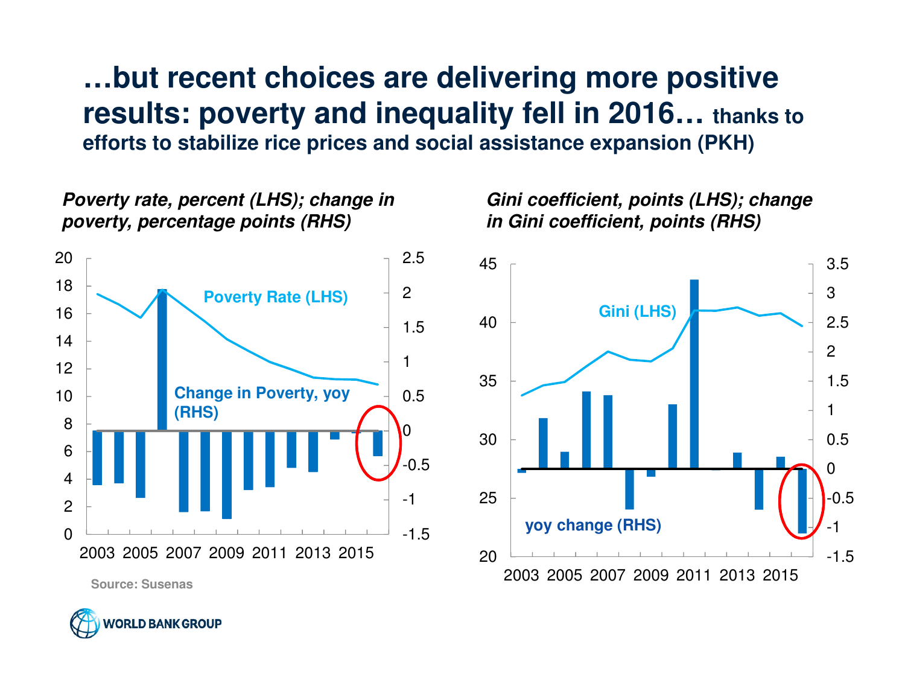# …but recent choices are delivering more positive results: poverty and inequality fell in 2016… thanks to efforts to stabilize rice prices and social assistance expansion (PKH)

*Poverty rate, percent (LHS); change in poverty, percentage points (RHS)*

20
18
16
14
12
10
8
6
4
2
0

2.5
2
1.5
1
0.5
0
-0.5
-1
-1.5

Poverty Rate (LHS)

Change in Poverty, yoy (RHS)

2003 2005 2007 2009 2011 2013 2015

Source: Susenas

*Gini coefficient, points (LHS); change in Gini coefficient, points (RHS)*

45
40
35
30
25
20

3.5
3
2.5
2
1.5
1
0.5
0
-0.5
-1
-1.5

Gini (LHS)

yoy change (RHS)

2003 2005 2007 2009 2011 2013 2015

WORLD BANK GROUP